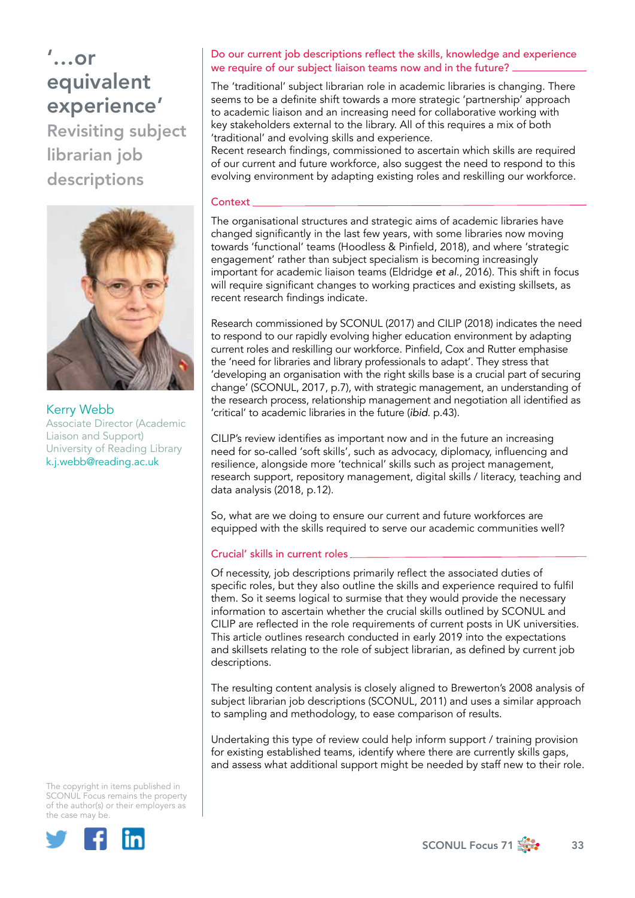# '…or equivalent experience'

## Revisiting subject librarian job descriptions

**Kerry Webb**
Associate Director (Academic Liaison and Support)
University of Reading Library
k.j.webb@reading.ac.uk

The copyright in items published in SCONUL Focus remains the property of the author(s) or their employers as the case may be.

### Do our current job descriptions reflect the skills, knowledge and experience we require of our subject liaison teams now and in the future?

The 'traditional' subject librarian role in academic libraries is changing. There seems to be a definite shift towards a more strategic 'partnership' approach to academic liaison and an increasing need for collaborative working with key stakeholders external to the library. All of this requires a mix of both 'traditional' and evolving skills and experience.
Recent research findings, commissioned to ascertain which skills are required of our current and future workforce, also suggest the need to respond to this evolving environment by adapting existing roles and reskilling our workforce.

### Context

The organisational structures and strategic aims of academic libraries have changed significantly in the last few years, with some libraries now moving towards 'functional' teams (Hoodless & Pinfield, 2018), and where 'strategic engagement' rather than subject specialism is becoming increasingly important for academic liaison teams (Eldridge *et al.*, 2016). This shift in focus will require significant changes to working practices and existing skillsets, as recent research findings indicate.

Research commissioned by SCONUL (2017) and CILIP (2018) indicates the need to respond to our rapidly evolving higher education environment by adapting current roles and reskilling our workforce. Pinfield, Cox and Rutter emphasise the 'need for libraries and library professionals to adapt'. They stress that 'developing an organisation with the right skills base is a crucial part of securing change' (SCONUL, 2017, p.7), with strategic management, an understanding of the research process, relationship management and negotiation all identified as 'critical' to academic libraries in the future (*ibid.* p.43).

CILIP's review identifies as important now and in the future an increasing need for so-called 'soft skills', such as advocacy, diplomacy, influencing and resilience, alongside more 'technical' skills such as project management, research support, repository management, digital skills / literacy, teaching and data analysis (2018, p.12).

So, what are we doing to ensure our current and future workforces are equipped with the skills required to serve our academic communities well?

### Crucial' skills in current roles

Of necessity, job descriptions primarily reflect the associated duties of specific roles, but they also outline the skills and experience required to fulfil them. So it seems logical to surmise that they would provide the necessary information to ascertain whether the crucial skills outlined by SCONUL and CILIP are reflected in the role requirements of current posts in UK universities. This article outlines research conducted in early 2019 into the expectations and skillsets relating to the role of subject librarian, as defined by current job descriptions.

The resulting content analysis is closely aligned to Brewerton's 2008 analysis of subject librarian job descriptions (SCONUL, 2011) and uses a similar approach to sampling and methodology, to ease comparison of results.

Undertaking this type of review could help inform support / training provision for existing established teams, identify where there are currently skills gaps, and assess what additional support might be needed by staff new to their role.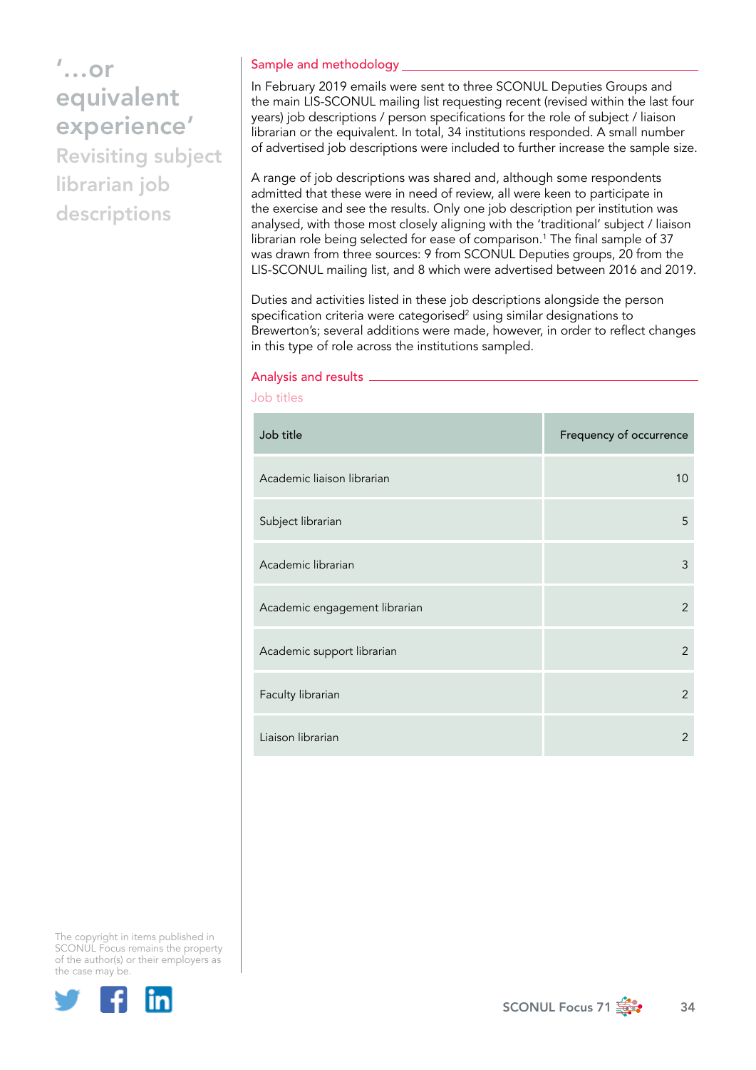# '...or equivalent experience'

## Revisiting subject librarian job descriptions

### Sample and methodology

In February 2019 emails were sent to three SCONUL Deputies Groups and the main LIS-SCONUL mailing list requesting recent (revised within the last four years) job descriptions / person specifications for the role of subject / liaison librarian or the equivalent. In total, 34 institutions responded. A small number of advertised job descriptions were included to further increase the sample size.

A range of job descriptions was shared and, although some respondents admitted that these were in need of review, all were keen to participate in the exercise and see the results. Only one job description per institution was analysed, with those most closely aligning with the 'traditional' subject / liaison librarian role being selected for ease of comparison.[1] The final sample of 37 was drawn from three sources: 9 from SCONUL Deputies groups, 20 from the LIS-SCONUL mailing list, and 8 which were advertised between 2016 and 2019.

Duties and activities listed in these job descriptions alongside the person specification criteria were categorised[2] using similar designations to Brewerton's; several additions were made, however, in order to reflect changes in this type of role across the institutions sampled.

### Analysis and results

#### Job titles

| Job title | Frequency of occurrence |
| --- | --- |
| Academic liaison librarian | 10 |
| Subject librarian | 5 |
| Academic librarian | 3 |
| Academic engagement librarian | 2 |
| Academic support librarian | 2 |
| Faculty librarian | 2 |
| Liaison librarian | 2 |

The copyright in items published in SCONUL Focus remains the property of the author(s) or their employers as the case may be.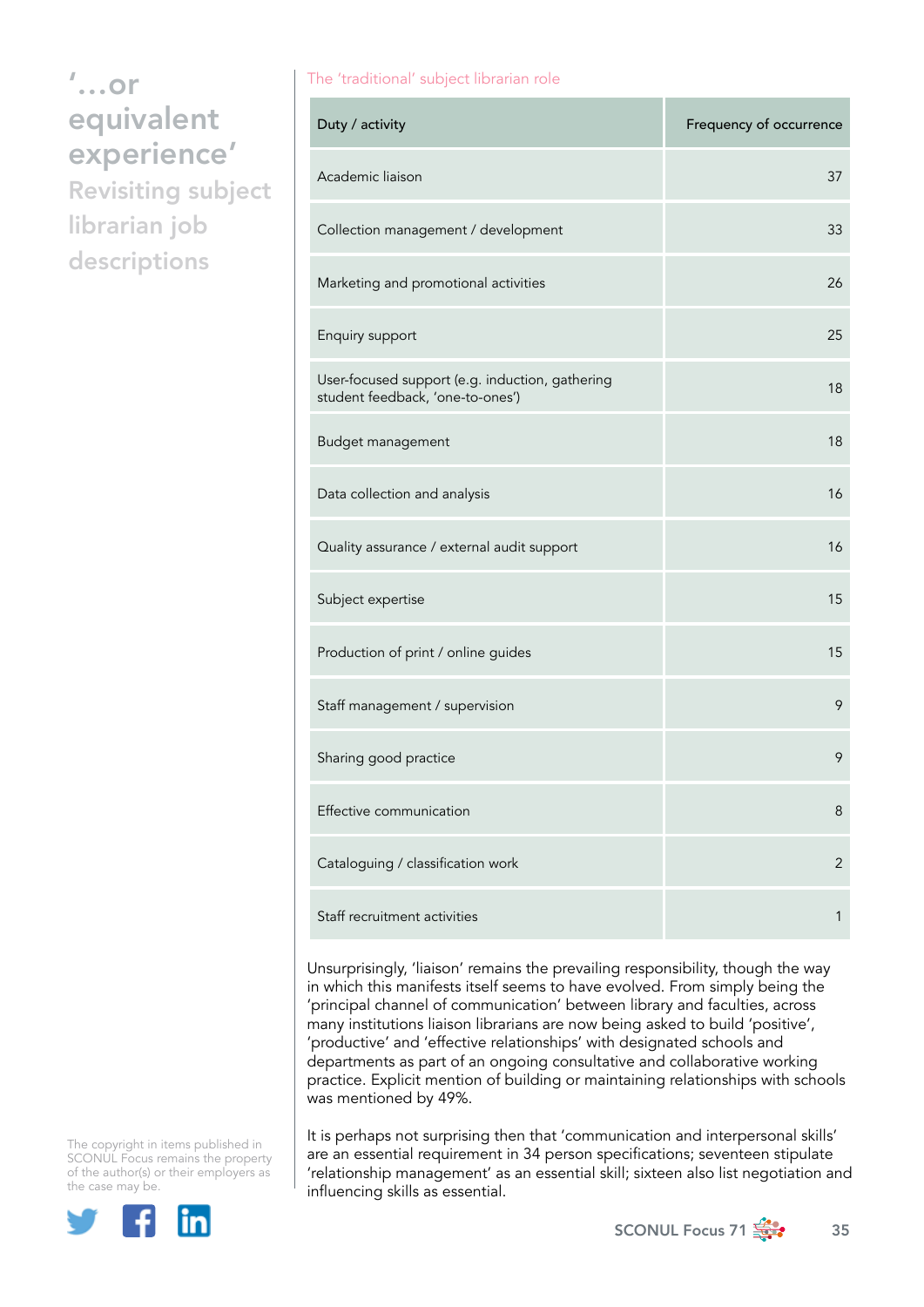The 'traditional' subject librarian role

| Duty / activity | Frequency of occurrence |
| --- | --- |
| Academic liaison | 37 |
| Collection management / development | 33 |
| Marketing and promotional activities | 26 |
| Enquiry support | 25 |
| User-focused support (e.g. induction, gathering student feedback, 'one-to-ones') | 18 |
| Budget management | 18 |
| Data collection and analysis | 16 |
| Quality assurance / external audit support | 16 |
| Subject expertise | 15 |
| Production of print / online guides | 15 |
| Staff management / supervision | 9 |
| Sharing good practice | 9 |
| Effective communication | 8 |
| Cataloguing / classification work | 2 |
| Staff recruitment activities | 1 |

Unsurprisingly, 'liaison' remains the prevailing responsibility, though the way in which this manifests itself seems to have evolved. From simply being the 'principal channel of communication' between library and faculties, across many institutions liaison librarians are now being asked to build 'positive', 'productive' and 'effective relationships' with designated schools and departments as part of an ongoing consultative and collaborative working practice. Explicit mention of building or maintaining relationships with schools was mentioned by 49%.

It is perhaps not surprising then that 'communication and interpersonal skills' are an essential requirement in 34 person specifications; seventeen stipulate 'relationship management' as an essential skill; sixteen also list negotiation and influencing skills as essential.

The copyright in items published in SCONUL Focus remains the property of the author(s) or their employers as the case may be.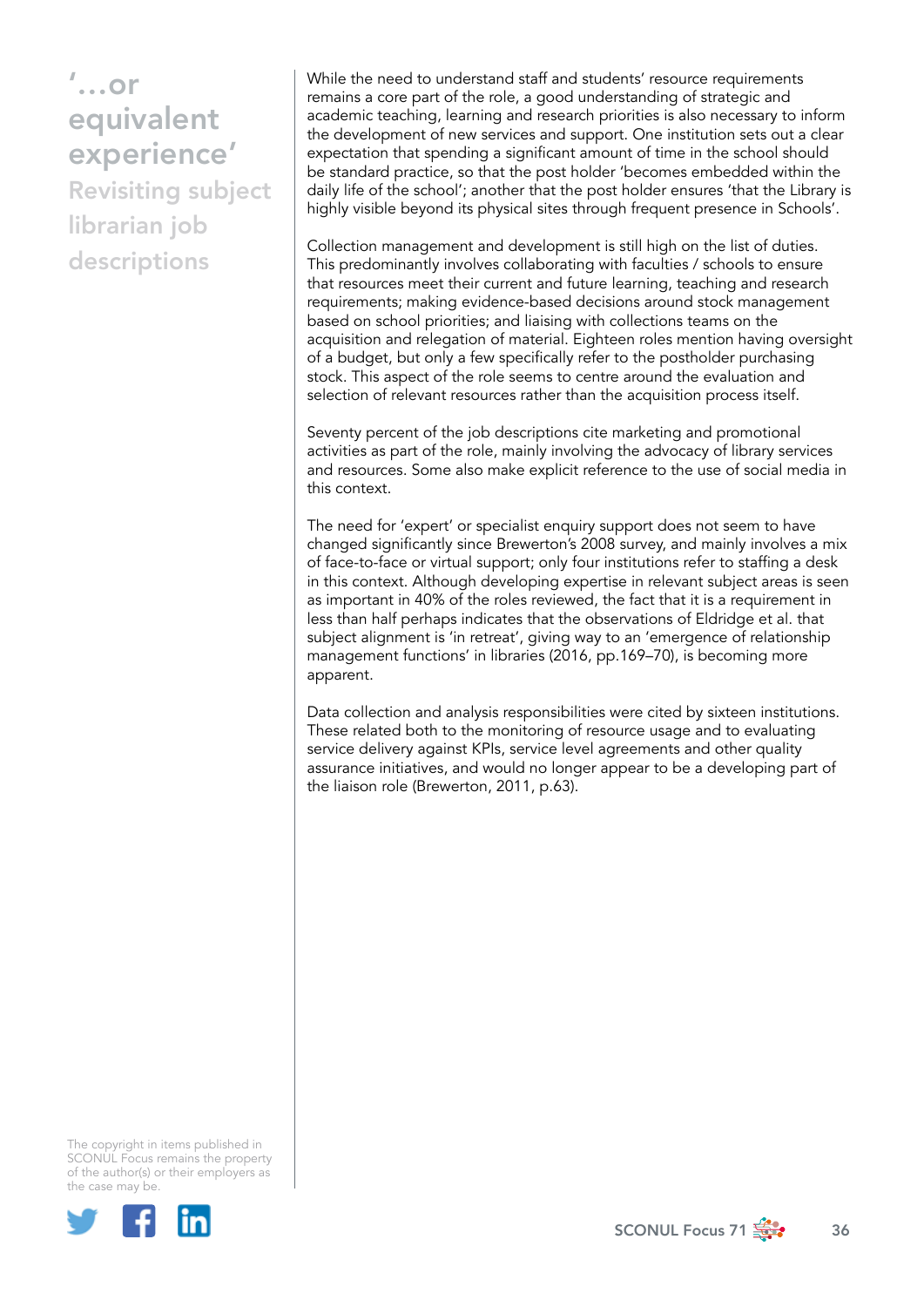While the need to understand staff and students' resource requirements remains a core part of the role, a good understanding of strategic and academic teaching, learning and research priorities is also necessary to inform the development of new services and support. One institution sets out a clear expectation that spending a significant amount of time in the school should be standard practice, so that the post holder 'becomes embedded within the daily life of the school'; another that the post holder ensures 'that the Library is highly visible beyond its physical sites through frequent presence in Schools'.

Collection management and development is still high on the list of duties. This predominantly involves collaborating with faculties / schools to ensure that resources meet their current and future learning, teaching and research requirements; making evidence-based decisions around stock management based on school priorities; and liaising with collections teams on the acquisition and relegation of material. Eighteen roles mention having oversight of a budget, but only a few specifically refer to the postholder purchasing stock. This aspect of the role seems to centre around the evaluation and selection of relevant resources rather than the acquisition process itself.

Seventy percent of the job descriptions cite marketing and promotional activities as part of the role, mainly involving the advocacy of library services and resources. Some also make explicit reference to the use of social media in this context.

The need for 'expert' or specialist enquiry support does not seem to have changed significantly since Brewerton's 2008 survey, and mainly involves a mix of face-to-face or virtual support; only four institutions refer to staffing a desk in this context. Although developing expertise in relevant subject areas is seen as important in 40% of the roles reviewed, the fact that it is a requirement in less than half perhaps indicates that the observations of Eldridge et al. that subject alignment is 'in retreat', giving way to an 'emergence of relationship management functions' in libraries (2016, pp.169–70), is becoming more apparent.

Data collection and analysis responsibilities were cited by sixteen institutions. These related both to the monitoring of resource usage and to evaluating service delivery against KPIs, service level agreements and other quality assurance initiatives, and would no longer appear to be a developing part of the liaison role (Brewerton, 2011, p.63).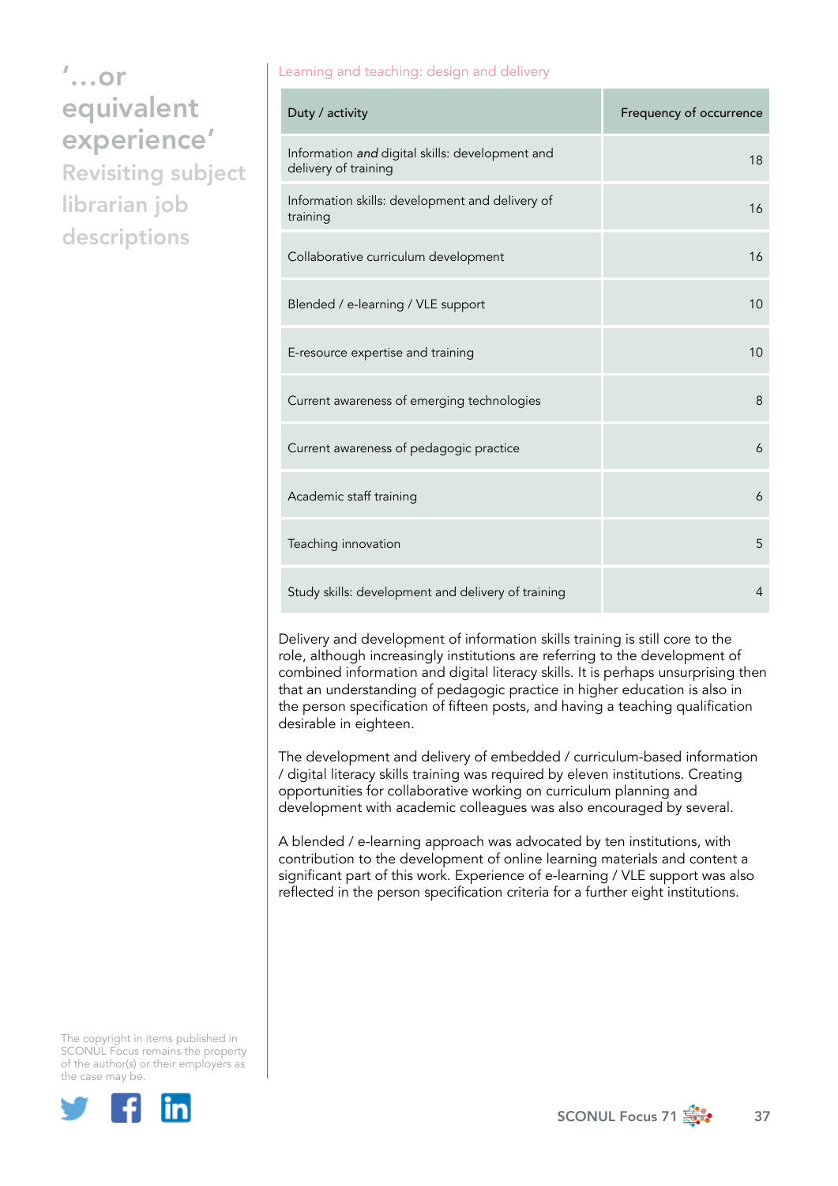Learning and teaching: design and delivery

| Duty / activity | Frequency of occurrence |
|---|---|
| Information *and* digital skills: development and delivery of training | 18 |
| Information skills: development and delivery of training | 16 |
| Collaborative curriculum development | 16 |
| Blended / e-learning / VLE support | 10 |
| E-resource expertise and training | 10 |
| Current awareness of emerging technologies | 8 |
| Current awareness of pedagogic practice | 6 |
| Academic staff training | 6 |
| Teaching innovation | 5 |
| Study skills: development and delivery of training | 4 |

Delivery and development of information skills training is still core to the role, although increasingly institutions are referring to the development of combined information and digital literacy skills. It is perhaps unsurprising then that an understanding of pedagogic practice in higher education is also in the person specification of fifteen posts, and having a teaching qualification desirable in eighteen.

The development and delivery of embedded / curriculum-based information / digital literacy skills training was required by eleven institutions. Creating opportunities for collaborative working on curriculum planning and development with academic colleagues was also encouraged by several.

A blended / e-learning approach was advocated by ten institutions, with contribution to the development of online learning materials and content a significant part of this work. Experience of e-learning / VLE support was also reflected in the person specification criteria for a further eight institutions.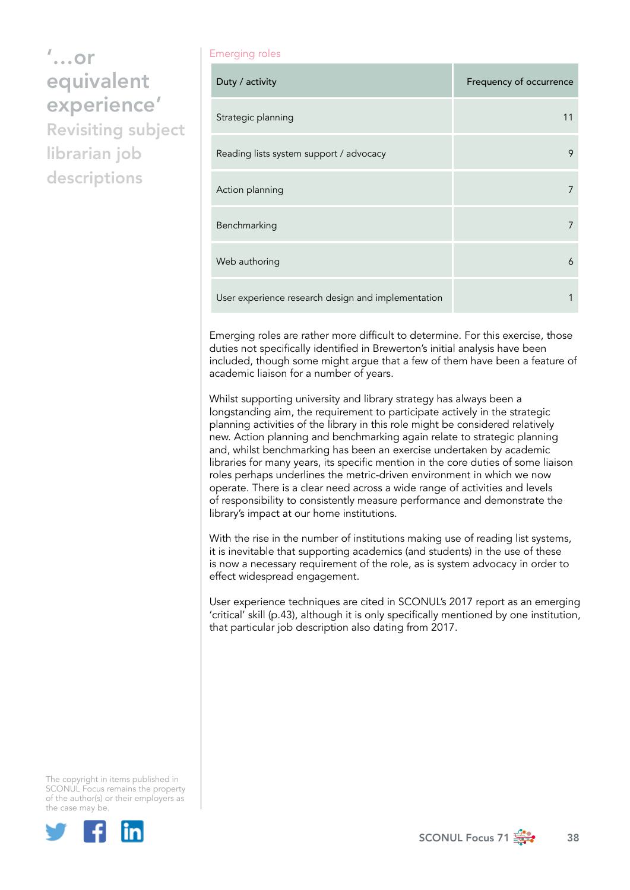Emerging roles

| Duty / activity | Frequency of occurrence |
|---|---|
| Strategic planning | 11 |
| Reading lists system support / advocacy | 9 |
| Action planning | 7 |
| Benchmarking | 7 |
| Web authoring | 6 |
| User experience research design and implementation | 1 |

Emerging roles are rather more difficult to determine. For this exercise, those duties not specifically identified in Brewerton's initial analysis have been included, though some might argue that a few of them have been a feature of academic liaison for a number of years.

Whilst supporting university and library strategy has always been a longstanding aim, the requirement to participate actively in the strategic planning activities of the library in this role might be considered relatively new. Action planning and benchmarking again relate to strategic planning and, whilst benchmarking has been an exercise undertaken by academic libraries for many years, its specific mention in the core duties of some liaison roles perhaps underlines the metric-driven environment in which we now operate. There is a clear need across a wide range of activities and levels of responsibility to consistently measure performance and demonstrate the library's impact at our home institutions.

With the rise in the number of institutions making use of reading list systems, it is inevitable that supporting academics (and students) in the use of these is now a necessary requirement of the role, as is system advocacy in order to effect widespread engagement.

User experience techniques are cited in SCONUL's 2017 report as an emerging 'critical' skill (p.43), although it is only specifically mentioned by one institution, that particular job description also dating from 2017.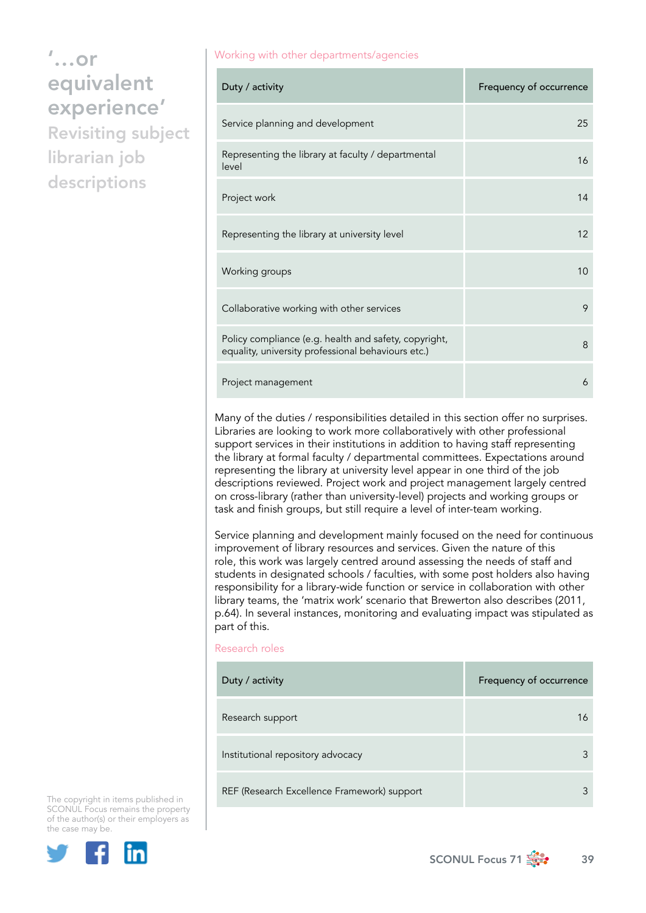### Working with other departments/agencies

| Duty / activity | Frequency of occurrence |
|---|---|
| Service planning and development | 25 |
| Representing the library at faculty / departmental level | 16 |
| Project work | 14 |
| Representing the library at university level | 12 |
| Working groups | 10 |
| Collaborative working with other services | 9 |
| Policy compliance (e.g. health and safety, copyright, equality, university professional behaviours etc.) | 8 |
| Project management | 6 |

Many of the duties / responsibilities detailed in this section offer no surprises. Libraries are looking to work more collaboratively with other professional support services in their institutions in addition to having staff representing the library at formal faculty / departmental committees. Expectations around representing the library at university level appear in one third of the job descriptions reviewed. Project work and project management largely centred on cross-library (rather than university-level) projects and working groups or task and finish groups, but still require a level of inter-team working.

Service planning and development mainly focused on the need for continuous improvement of library resources and services. Given the nature of this role, this work was largely centred around assessing the needs of staff and students in designated schools / faculties, with some post holders also having responsibility for a library-wide function or service in collaboration with other library teams, the 'matrix work' scenario that Brewerton also describes (2011, p.64). In several instances, monitoring and evaluating impact was stipulated as part of this.

### Research roles

| Duty / activity | Frequency of occurrence |
|---|---|
| Research support | 16 |
| Institutional repository advocacy | 3 |
| REF (Research Excellence Framework) support | 3 |

The copyright in items published in SCONUL Focus remains the property of the author(s) or their employers as the case may be.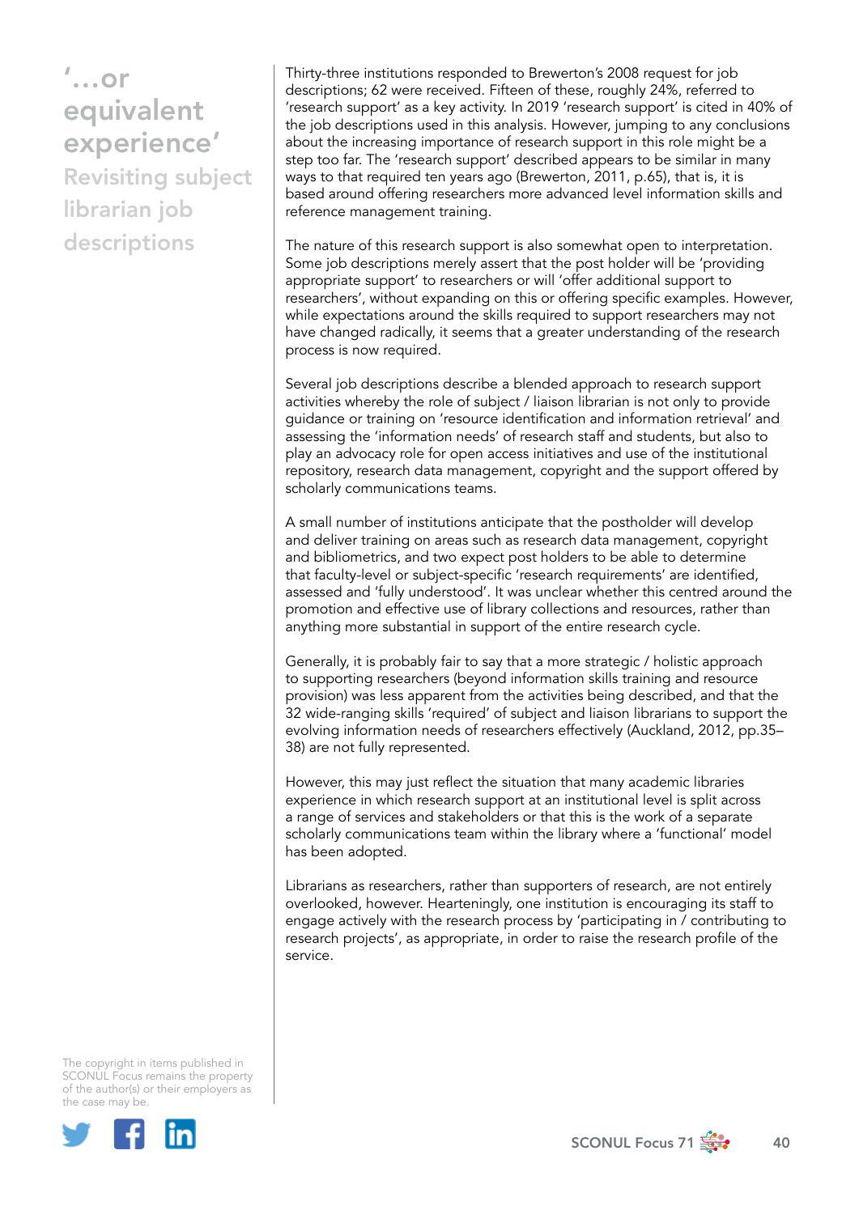Thirty-three institutions responded to Brewerton's 2008 request for job descriptions; 62 were received. Fifteen of these, roughly 24%, referred to 'research support' as a key activity. In 2019 'research support' is cited in 40% of the job descriptions used in this analysis. However, jumping to any conclusions about the increasing importance of research support in this role might be a step too far. The 'research support' described appears to be similar in many ways to that required ten years ago (Brewerton, 2011, p.65), that is, it is based around offering researchers more advanced level information skills and reference management training.

The nature of this research support is also somewhat open to interpretation. Some job descriptions merely assert that the post holder will be 'providing appropriate support' to researchers or will 'offer additional support to researchers', without expanding on this or offering specific examples. However, while expectations around the skills required to support researchers may not have changed radically, it seems that a greater understanding of the research process is now required.

Several job descriptions describe a blended approach to research support activities whereby the role of subject / liaison librarian is not only to provide guidance or training on 'resource identification and information retrieval' and assessing the 'information needs' of research staff and students, but also to play an advocacy role for open access initiatives and use of the institutional repository, research data management, copyright and the support offered by scholarly communications teams.

A small number of institutions anticipate that the postholder will develop and deliver training on areas such as research data management, copyright and bibliometrics, and two expect post holders to be able to determine that faculty-level or subject-specific 'research requirements' are identified, assessed and 'fully understood'. It was unclear whether this centred around the promotion and effective use of library collections and resources, rather than anything more substantial in support of the entire research cycle.

Generally, it is probably fair to say that a more strategic / holistic approach to supporting researchers (beyond information skills training and resource provision) was less apparent from the activities being described, and that the 32 wide-ranging skills 'required' of subject and liaison librarians to support the evolving information needs of researchers effectively (Auckland, 2012, pp.35–38) are not fully represented.

However, this may just reflect the situation that many academic libraries experience in which research support at an institutional level is split across a range of services and stakeholders or that this is the work of a separate scholarly communications team within the library where a 'functional' model has been adopted.

Librarians as researchers, rather than supporters of research, are not entirely overlooked, however. Hearteningly, one institution is encouraging its staff to engage actively with the research process by 'participating in / contributing to research projects', as appropriate, in order to raise the research profile of the service.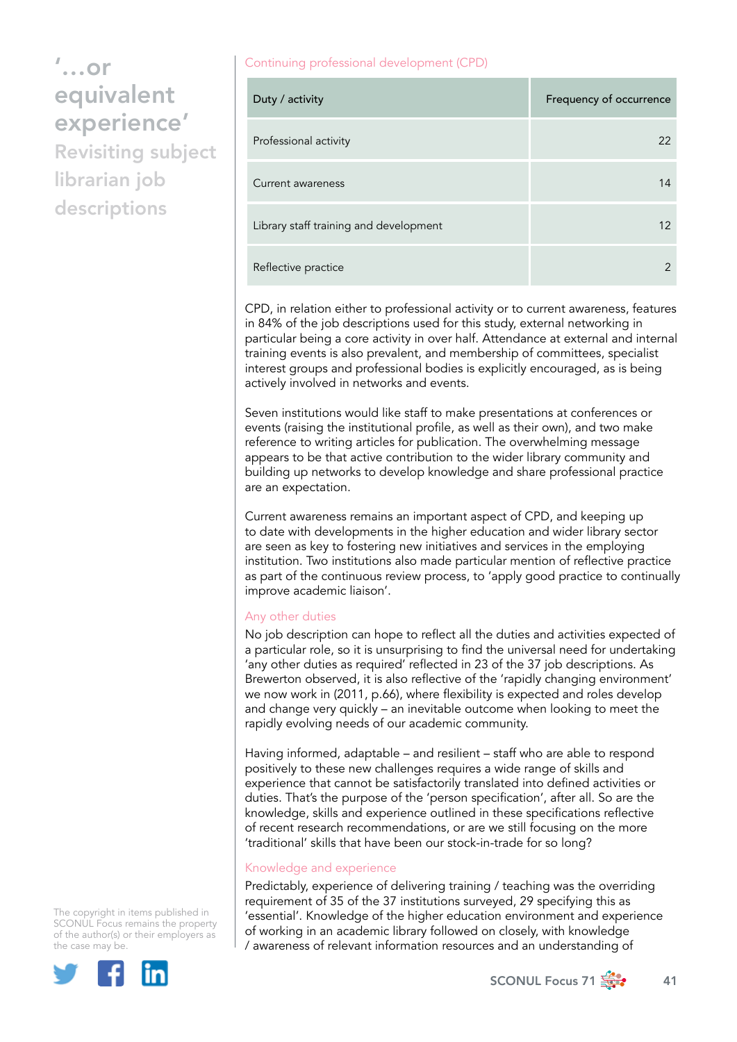### Continuing professional development (CPD)

| Duty / activity | Frequency of occurrence |
|---|---|
| Professional activity | 22 |
| Current awareness | 14 |
| Library staff training and development | 12 |
| Reflective practice | 2 |

CPD, in relation either to professional activity or to current awareness, features in 84% of the job descriptions used for this study, external networking in particular being a core activity in over half. Attendance at external and internal training events is also prevalent, and membership of committees, specialist interest groups and professional bodies is explicitly encouraged, as is being actively involved in networks and events.

Seven institutions would like staff to make presentations at conferences or events (raising the institutional profile, as well as their own), and two make reference to writing articles for publication. The overwhelming message appears to be that active contribution to the wider library community and building up networks to develop knowledge and share professional practice are an expectation.

Current awareness remains an important aspect of CPD, and keeping up to date with developments in the higher education and wider library sector are seen as key to fostering new initiatives and services in the employing institution. Two institutions also made particular mention of reflective practice as part of the continuous review process, to 'apply good practice to continually improve academic liaison'.

### Any other duties

No job description can hope to reflect all the duties and activities expected of a particular role, so it is unsurprising to find the universal need for undertaking 'any other duties as required' reflected in 23 of the 37 job descriptions. As Brewerton observed, it is also reflective of the 'rapidly changing environment' we now work in (2011, p.66), where flexibility is expected and roles develop and change very quickly – an inevitable outcome when looking to meet the rapidly evolving needs of our academic community.

Having informed, adaptable – and resilient – staff who are able to respond positively to these new challenges requires a wide range of skills and experience that cannot be satisfactorily translated into defined activities or duties. That's the purpose of the 'person specification', after all. So are the knowledge, skills and experience outlined in these specifications reflective of recent research recommendations, or are we still focusing on the more 'traditional' skills that have been our stock-in-trade for so long?

### Knowledge and experience

Predictably, experience of delivering training / teaching was the overriding requirement of 35 of the 37 institutions surveyed, 29 specifying this as 'essential'. Knowledge of the higher education environment and experience of working in an academic library followed on closely, with knowledge / awareness of relevant information resources and an understanding of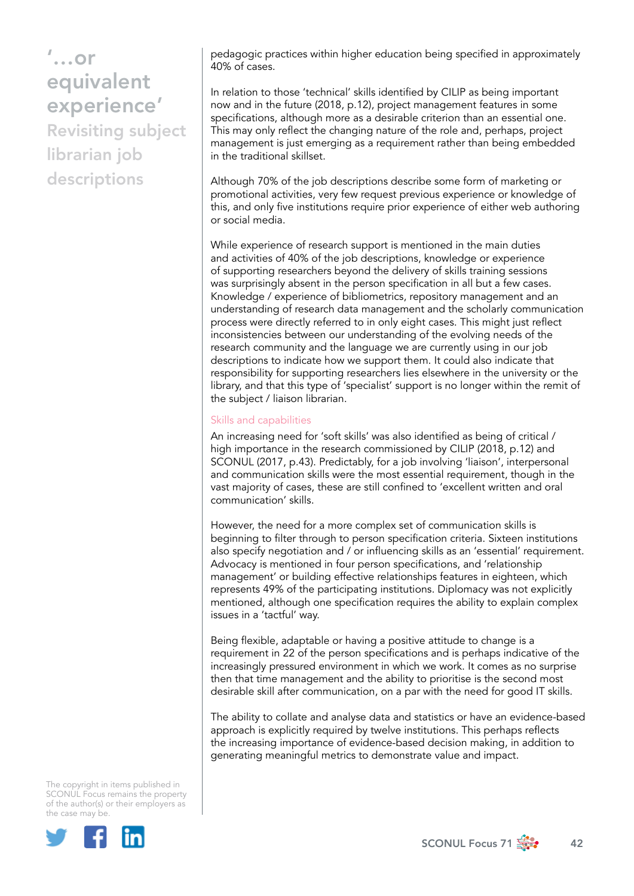pedagogic practices within higher education being specified in approximately 40% of cases.

In relation to those 'technical' skills identified by CILIP as being important now and in the future (2018, p.12), project management features in some specifications, although more as a desirable criterion than an essential one. This may only reflect the changing nature of the role and, perhaps, project management is just emerging as a requirement rather than being embedded in the traditional skillset.

Although 70% of the job descriptions describe some form of marketing or promotional activities, very few request previous experience or knowledge of this, and only five institutions require prior experience of either web authoring or social media.

While experience of research support is mentioned in the main duties and activities of 40% of the job descriptions, knowledge or experience of supporting researchers beyond the delivery of skills training sessions was surprisingly absent in the person specification in all but a few cases. Knowledge / experience of bibliometrics, repository management and an understanding of research data management and the scholarly communication process were directly referred to in only eight cases. This might just reflect inconsistencies between our understanding of the evolving needs of the research community and the language we are currently using in our job descriptions to indicate how we support them. It could also indicate that responsibility for supporting researchers lies elsewhere in the university or the library, and that this type of 'specialist' support is no longer within the remit of the subject / liaison librarian.

### Skills and capabilities

An increasing need for 'soft skills' was also identified as being of critical / high importance in the research commissioned by CILIP (2018, p.12) and SCONUL (2017, p.43). Predictably, for a job involving 'liaison', interpersonal and communication skills were the most essential requirement, though in the vast majority of cases, these are still confined to 'excellent written and oral communication' skills.

However, the need for a more complex set of communication skills is beginning to filter through to person specification criteria. Sixteen institutions also specify negotiation and / or influencing skills as an 'essential' requirement. Advocacy is mentioned in four person specifications, and 'relationship management' or building effective relationships features in eighteen, which represents 49% of the participating institutions. Diplomacy was not explicitly mentioned, although one specification requires the ability to explain complex issues in a 'tactful' way.

Being flexible, adaptable or having a positive attitude to change is a requirement in 22 of the person specifications and is perhaps indicative of the increasingly pressured environment in which we work. It comes as no surprise then that time management and the ability to prioritise is the second most desirable skill after communication, on a par with the need for good IT skills.

The ability to collate and analyse data and statistics or have an evidence-based approach is explicitly required by twelve institutions. This perhaps reflects the increasing importance of evidence-based decision making, in addition to generating meaningful metrics to demonstrate value and impact.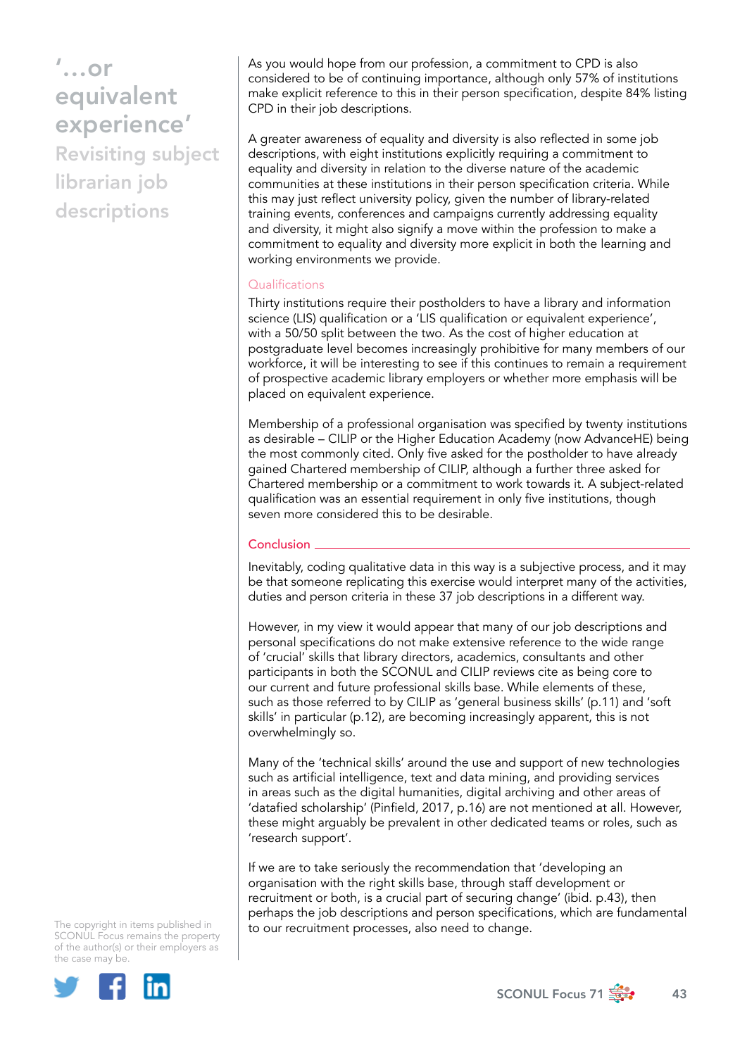As you would hope from our profession, a commitment to CPD is also considered to be of continuing importance, although only 57% of institutions make explicit reference to this in their person specification, despite 84% listing CPD in their job descriptions.

A greater awareness of equality and diversity is also reflected in some job descriptions, with eight institutions explicitly requiring a commitment to equality and diversity in relation to the diverse nature of the academic communities at these institutions in their person specification criteria. While this may just reflect university policy, given the number of library-related training events, conferences and campaigns currently addressing equality and diversity, it might also signify a move within the profession to make a commitment to equality and diversity more explicit in both the learning and working environments we provide.

### Qualifications

Thirty institutions require their postholders to have a library and information science (LIS) qualification or a 'LIS qualification or equivalent experience', with a 50/50 split between the two. As the cost of higher education at postgraduate level becomes increasingly prohibitive for many members of our workforce, it will be interesting to see if this continues to remain a requirement of prospective academic library employers or whether more emphasis will be placed on equivalent experience.

Membership of a professional organisation was specified by twenty institutions as desirable – CILIP or the Higher Education Academy (now AdvanceHE) being the most commonly cited. Only five asked for the postholder to have already gained Chartered membership of CILIP, although a further three asked for Chartered membership or a commitment to work towards it. A subject-related qualification was an essential requirement in only five institutions, though seven more considered this to be desirable.

## Conclusion

Inevitably, coding qualitative data in this way is a subjective process, and it may be that someone replicating this exercise would interpret many of the activities, duties and person criteria in these 37 job descriptions in a different way.

However, in my view it would appear that many of our job descriptions and personal specifications do not make extensive reference to the wide range of 'crucial' skills that library directors, consultants, academics and other participants in both the SCONUL and CILIP reviews cite as being core to our current and future professional skills base. While elements of these, such as those referred to by CILIP as 'general business skills' (p.11) and 'soft skills' in particular (p.12), are becoming increasingly apparent, this is not overwhelmingly so.

Many of the 'technical skills' around the use and support of new technologies such as artificial intelligence, text and data mining, and providing services in areas such as the digital humanities, digital archiving and other areas of 'datafied scholarship' (Pinfield, 2017, p.16) are not mentioned at all. However, these might arguably be prevalent in other dedicated teams or roles, such as 'research support'.

If we are to take seriously the recommendation that 'developing an organisation with the right skills base, through staff development or recruitment or both, is a crucial part of securing change' (ibid. p.43), then perhaps the job descriptions and person specifications, which are fundamental to our recruitment processes, also need to change.

The copyright in items published in SCONUL Focus remains the property of the author(s) or their employers as the case may be.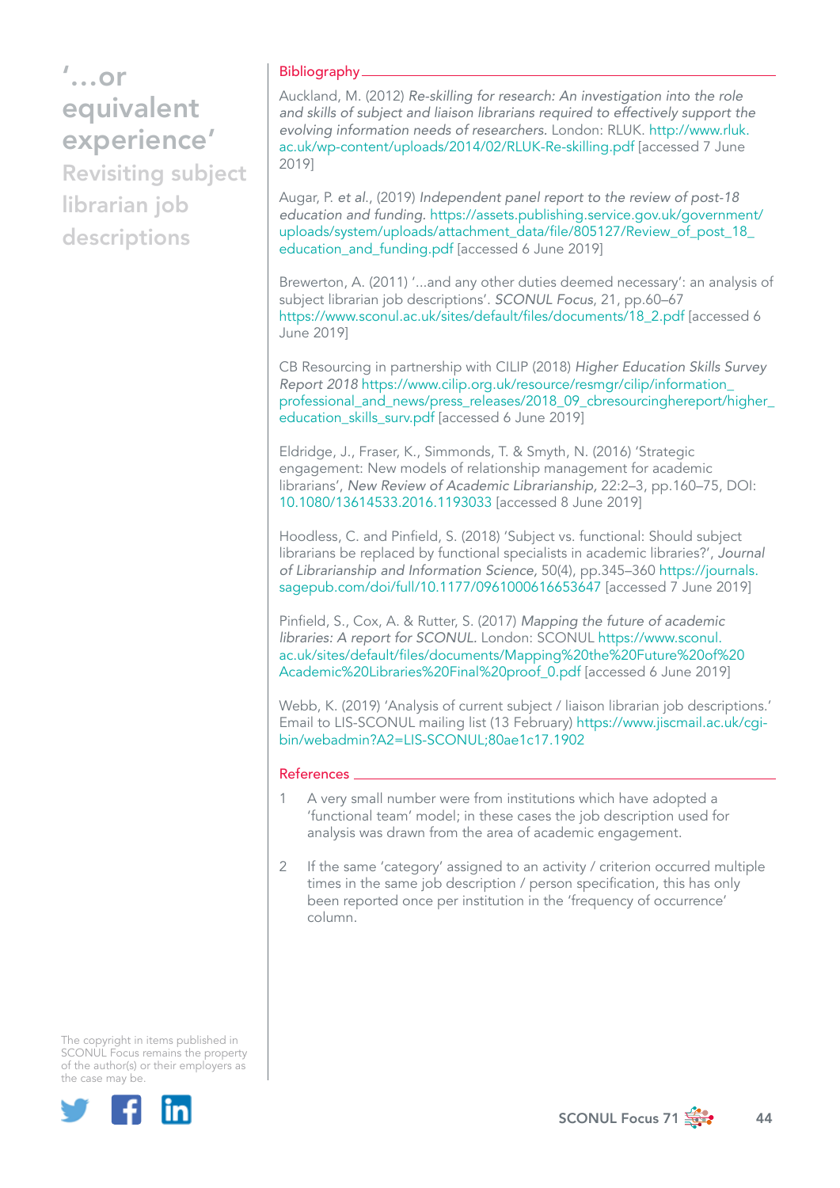## Bibliography

Auckland, M. (2012) *Re-skilling for research: An investigation into the role and skills of subject and liaison librarians required to effectively support the evolving information needs of researchers.* London: RLUK. http://www.rluk.ac.uk/wp-content/uploads/2014/02/RLUK-Re-skilling.pdf [accessed 7 June 2019]

Augar, P. *et al.*, (2019) *Independent panel report to the review of post-18 education and funding.* https://assets.publishing.service.gov.uk/government/uploads/system/uploads/attachment_data/file/805127/Review_of_post_18_education_and_funding.pdf [accessed 6 June 2019]

Brewerton, A. (2011) '...and any other duties deemed necessary': an analysis of subject librarian job descriptions'. *SCONUL Focus*, 21, pp.60–67 https://www.sconul.ac.uk/sites/default/files/documents/18_2.pdf [accessed 6 June 2019]

CB Resourcing in partnership with CILIP (2018) *Higher Education Skills Survey Report 2018* https://www.cilip.org.uk/resource/resmgr/cilip/information_professional_and_news/press_releases/2018_09_cbresourcinghereport/higher_education_skills_surv.pdf [accessed 6 June 2019]

Eldridge, J., Fraser, K., Simmonds, T. & Smyth, N. (2016) 'Strategic engagement: New models of relationship management for academic librarians', *New Review of Academic Librarianship*, 22:2–3, pp.160–75, DOI: 10.1080/13614533.2016.1193033 [accessed 8 June 2019]

Hoodless, C. and Pinfield, S. (2018) 'Subject vs. functional: Should subject librarians be replaced by functional specialists in academic libraries?', *Journal of Librarianship and Information Science*, 50(4), pp.345–360 https://journals.sagepub.com/doi/full/10.1177/0961000616653647 [accessed 7 June 2019]

Pinfield, S., Cox, A. & Rutter, S. (2017) *Mapping the future of academic libraries: A report for SCONUL.* London: SCONUL https://www.sconul.ac.uk/sites/default/files/documents/Mapping%20the%20Future%20of%20Academic%20Libraries%20Final%20proof_0.pdf [accessed 6 June 2019]

Webb, K. (2019) 'Analysis of current subject / liaison librarian job descriptions.' Email to LIS-SCONUL mailing list (13 February) https://www.jiscmail.ac.uk/cgi-bin/webadmin?A2=LIS-SCONUL;80ae1c17.1902

## References

1. A very small number were from institutions which have adopted a 'functional team' model; in these cases the job description used for analysis was drawn from the area of academic engagement.

2. If the same 'category' assigned to an activity / criterion occurred multiple times in the same job description / person specification, this has only been reported once per institution in the 'frequency of occurrence' column.

The copyright in items published in SCONUL Focus remains the property of the author(s) or their employers as the case may be.